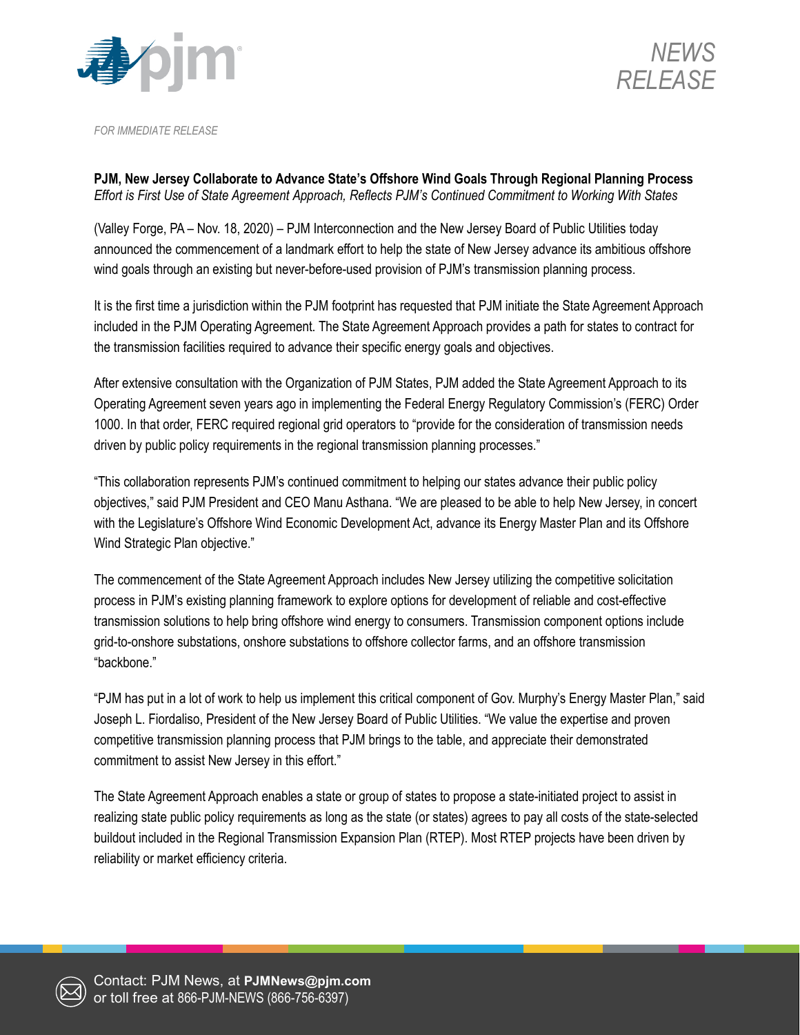NEWS RELEASE

*FOR IMMEDIATE RELEASE*

**PJM, New Jersey Collaborate to Advance State's Offshore Wind Goals Through Regional Planning Process**
*Effort is First Use of State Agreement Approach, Reflects PJM's Continued Commitment to Working With States*

(Valley Forge, PA – Nov. 18, 2020) – PJM Interconnection and the New Jersey Board of Public Utilities today announced the commencement of a landmark effort to help the state of New Jersey advance its ambitious offshore wind goals through an existing but never-before-used provision of PJM's transmission planning process.

It is the first time a jurisdiction within the PJM footprint has requested that PJM initiate the State Agreement Approach included in the PJM Operating Agreement. The State Agreement Approach provides a path for states to contract for the transmission facilities required to advance their specific energy goals and objectives.

After extensive consultation with the Organization of PJM States, PJM added the State Agreement Approach to its Operating Agreement seven years ago in implementing the Federal Energy Regulatory Commission's (FERC) Order 1000. In that order, FERC required regional grid operators to "provide for the consideration of transmission needs driven by public policy requirements in the regional transmission planning processes."

"This collaboration represents PJM's continued commitment to helping our states advance their public policy objectives," said PJM President and CEO Manu Asthana. "We are pleased to be able to help New Jersey, in concert with the Legislature's Offshore Wind Economic Development Act, advance its Energy Master Plan and its Offshore Wind Strategic Plan objective."

The commencement of the State Agreement Approach includes New Jersey utilizing the competitive solicitation process in PJM's existing planning framework to explore options for development of reliable and cost-effective transmission solutions to help bring offshore wind energy to consumers. Transmission component options include grid-to-onshore substations, onshore substations to offshore collector farms, and an offshore transmission "backbone."

"PJM has put in a lot of work to help us implement this critical component of Gov. Murphy's Energy Master Plan," said Joseph L. Fiordaliso, President of the New Jersey Board of Public Utilities. "We value the expertise and proven competitive transmission planning process that PJM brings to the table, and appreciate their demonstrated commitment to assist New Jersey in this effort."

The State Agreement Approach enables a state or group of states to propose a state-initiated project to assist in realizing state public policy requirements as long as the state (or states) agrees to pay all costs of the state-selected buildout included in the Regional Transmission Expansion Plan (RTEP). Most RTEP projects have been driven by reliability or market efficiency criteria.

Contact: PJM News, at **PJMNews@pjm.com** or toll free at 866-PJM-NEWS (866-756-6397)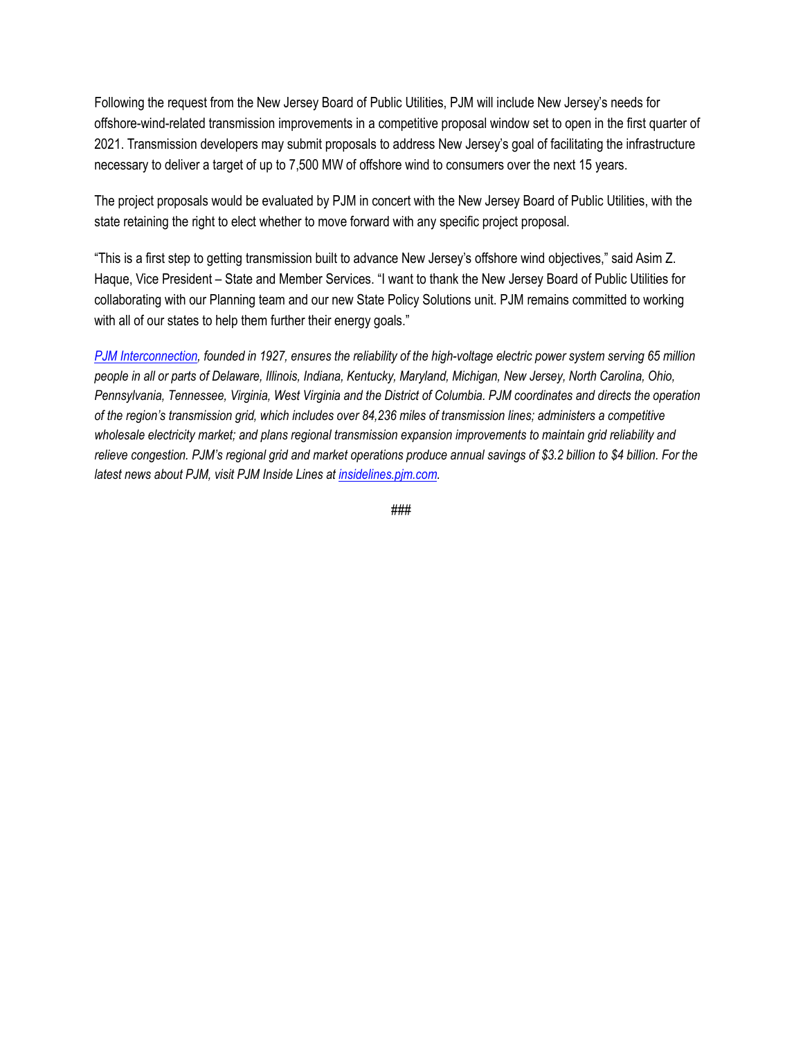Following the request from the New Jersey Board of Public Utilities, PJM will include New Jersey's needs for offshore-wind-related transmission improvements in a competitive proposal window set to open in the first quarter of 2021. Transmission developers may submit proposals to address New Jersey's goal of facilitating the infrastructure necessary to deliver a target of up to 7,500 MW of offshore wind to consumers over the next 15 years.

The project proposals would be evaluated by PJM in concert with the New Jersey Board of Public Utilities, with the state retaining the right to elect whether to move forward with any specific project proposal.

"This is a first step to getting transmission built to advance New Jersey's offshore wind objectives," said Asim Z. Haque, Vice President – State and Member Services. "I want to thank the New Jersey Board of Public Utilities for collaborating with our Planning team and our new State Policy Solutions unit. PJM remains committed to working with all of our states to help them further their energy goals."

*PJM Interconnection, founded in 1927, ensures the reliability of the high-voltage electric power system serving 65 million people in all or parts of Delaware, Illinois, Indiana, Kentucky, Maryland, Michigan, New Jersey, North Carolina, Ohio, Pennsylvania, Tennessee, Virginia, West Virginia and the District of Columbia. PJM coordinates and directs the operation of the region's transmission grid, which includes over 84,236 miles of transmission lines; administers a competitive wholesale electricity market; and plans regional transmission expansion improvements to maintain grid reliability and relieve congestion. PJM's regional grid and market operations produce annual savings of $3.2 billion to $4 billion. For the latest news about PJM, visit PJM Inside Lines at insidelines.pjm.com.*

###